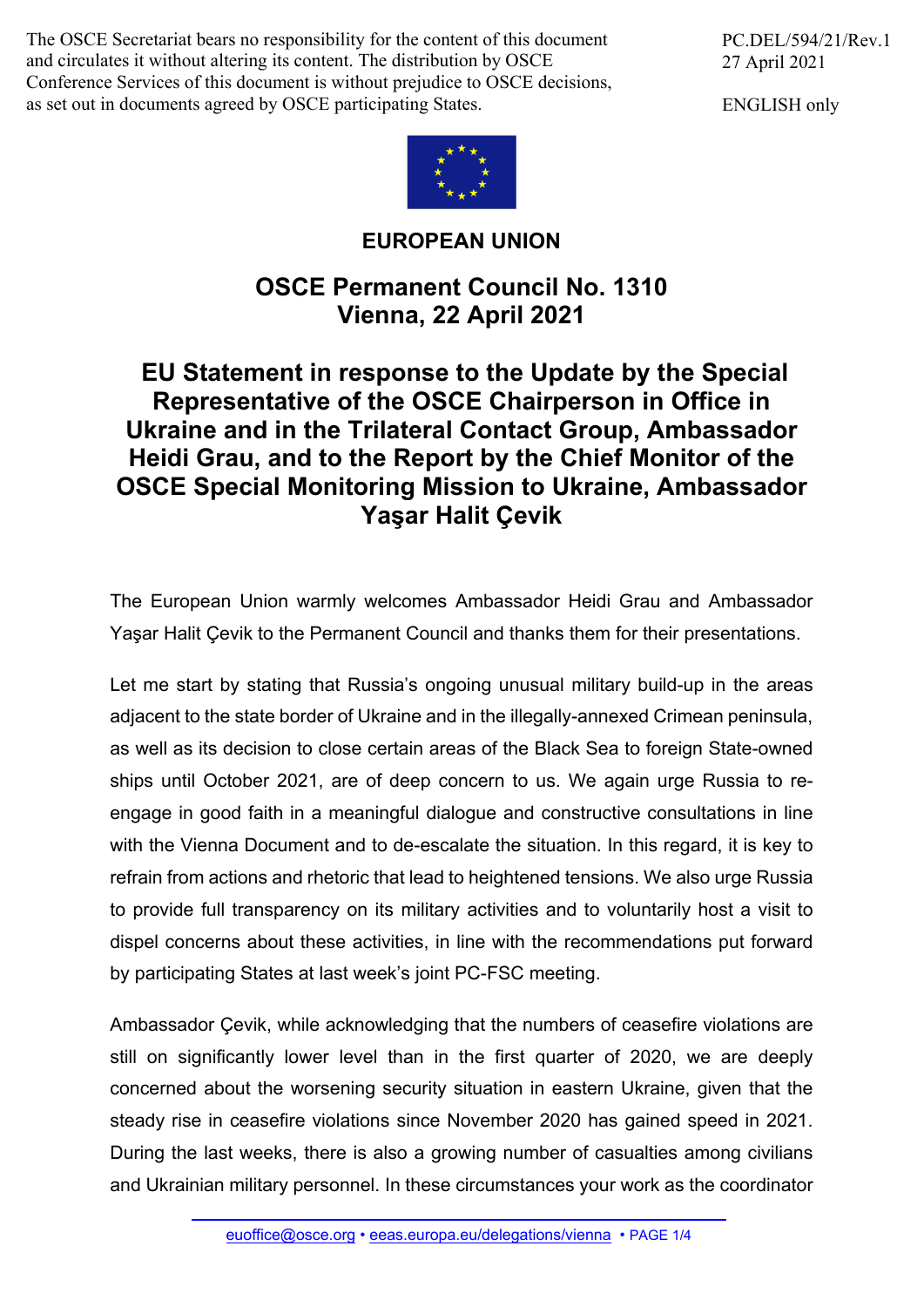The OSCE Secretariat bears no responsibility for the content of this document and circulates it without altering its content. The distribution by OSCE Conference Services of this document is without prejudice to OSCE decisions, as set out in documents agreed by OSCE participating States.

PC.DEL/594/21/Rev.1
27 April 2021

ENGLISH only

**EUROPEAN UNION**

## OSCE Permanent Council No. 1310
## Vienna, 22 April 2021

# EU Statement in response to the Update by the Special Representative of the OSCE Chairperson in Office in Ukraine and in the Trilateral Contact Group, Ambassador Heidi Grau, and to the Report by the Chief Monitor of the OSCE Special Monitoring Mission to Ukraine, Ambassador Yaşar Halit Çevik

The European Union warmly welcomes Ambassador Heidi Grau and Ambassador Yaşar Halit Çevik to the Permanent Council and thanks them for their presentations.

Let me start by stating that Russia's ongoing unusual military build-up in the areas adjacent to the state border of Ukraine and in the illegally-annexed Crimean peninsula, as well as its decision to close certain areas of the Black Sea to foreign State-owned ships until October 2021, are of deep concern to us. We again urge Russia to re-engage in good faith in a meaningful dialogue and constructive consultations in line with the Vienna Document and to de-escalate the situation. In this regard, it is key to refrain from actions and rhetoric that lead to heightened tensions. We also urge Russia to provide full transparency on its military activities and to voluntarily host a visit to dispel concerns about these activities, in line with the recommendations put forward by participating States at last week's joint PC-FSC meeting.

Ambassador Çevik, while acknowledging that the numbers of ceasefire violations are still on significantly lower level than in the first quarter of 2020, we are deeply concerned about the worsening security situation in eastern Ukraine, given that the steady rise in ceasefire violations since November 2020 has gained speed in 2021. During the last weeks, there is also a growing number of casualties among civilians and Ukrainian military personnel. In these circumstances your work as the coordinator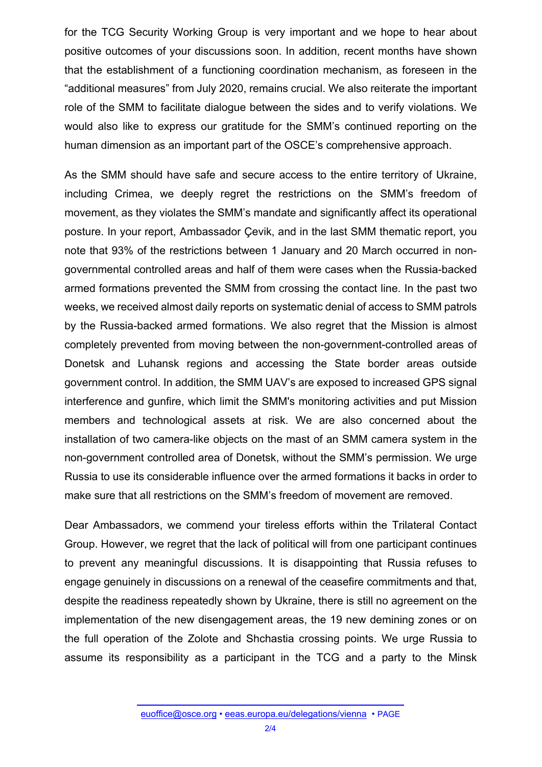for the TCG Security Working Group is very important and we hope to hear about positive outcomes of your discussions soon. In addition, recent months have shown that the establishment of a functioning coordination mechanism, as foreseen in the "additional measures" from July 2020, remains crucial. We also reiterate the important role of the SMM to facilitate dialogue between the sides and to verify violations. We would also like to express our gratitude for the SMM's continued reporting on the human dimension as an important part of the OSCE's comprehensive approach.

As the SMM should have safe and secure access to the entire territory of Ukraine, including Crimea, we deeply regret the restrictions on the SMM's freedom of movement, as they violates the SMM's mandate and significantly affect its operational posture. In your report, Ambassador Çevik, and in the last SMM thematic report, you note that 93% of the restrictions between 1 January and 20 March occurred in non-governmental controlled areas and half of them were cases when the Russia-backed armed formations prevented the SMM from crossing the contact line. In the past two weeks, we received almost daily reports on systematic denial of access to SMM patrols by the Russia-backed armed formations. We also regret that the Mission is almost completely prevented from moving between the non-government-controlled areas of Donetsk and Luhansk regions and accessing the State border areas outside government control. In addition, the SMM UAV's are exposed to increased GPS signal interference and gunfire, which limit the SMM's monitoring activities and put Mission members and technological assets at risk. We are also concerned about the installation of two camera-like objects on the mast of an SMM camera system in the non-government controlled area of Donetsk, without the SMM's permission. We urge Russia to use its considerable influence over the armed formations it backs in order to make sure that all restrictions on the SMM's freedom of movement are removed.

Dear Ambassadors, we commend your tireless efforts within the Trilateral Contact Group. However, we regret that the lack of political will from one participant continues to prevent any meaningful discussions. It is disappointing that Russia refuses to engage genuinely in discussions on a renewal of the ceasefire commitments and that, despite the readiness repeatedly shown by Ukraine, there is still no agreement on the implementation of the new disengagement areas, the 19 new demining zones or on the full operation of the Zolote and Shchastia crossing points. We urge Russia to assume its responsibility as a participant in the TCG and a party to the Minsk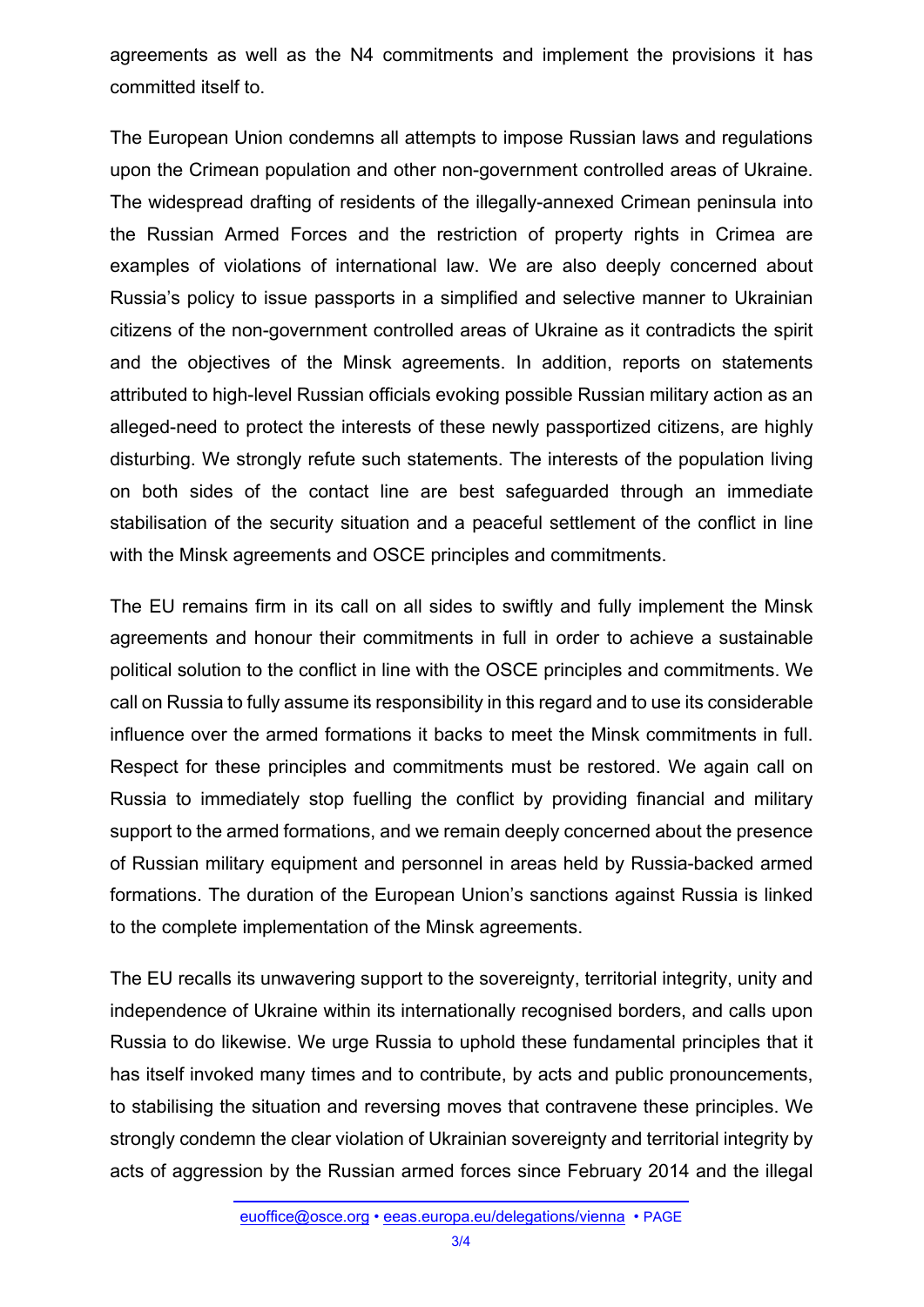agreements as well as the N4 commitments and implement the provisions it has committed itself to.

The European Union condemns all attempts to impose Russian laws and regulations upon the Crimean population and other non-government controlled areas of Ukraine. The widespread drafting of residents of the illegally-annexed Crimean peninsula into the Russian Armed Forces and the restriction of property rights in Crimea are examples of violations of international law. We are also deeply concerned about Russia's policy to issue passports in a simplified and selective manner to Ukrainian citizens of the non-government controlled areas of Ukraine as it contradicts the spirit and the objectives of the Minsk agreements. In addition, reports on statements attributed to high-level Russian officials evoking possible Russian military action as an alleged-need to protect the interests of these newly passportized citizens, are highly disturbing. We strongly refute such statements. The interests of the population living on both sides of the contact line are best safeguarded through an immediate stabilisation of the security situation and a peaceful settlement of the conflict in line with the Minsk agreements and OSCE principles and commitments.

The EU remains firm in its call on all sides to swiftly and fully implement the Minsk agreements and honour their commitments in full in order to achieve a sustainable political solution to the conflict in line with the OSCE principles and commitments. We call on Russia to fully assume its responsibility in this regard and to use its considerable influence over the armed formations it backs to meet the Minsk commitments in full. Respect for these principles and commitments must be restored. We again call on Russia to immediately stop fuelling the conflict by providing financial and military support to the armed formations, and we remain deeply concerned about the presence of Russian military equipment and personnel in areas held by Russia-backed armed formations. The duration of the European Union's sanctions against Russia is linked to the complete implementation of the Minsk agreements.

The EU recalls its unwavering support to the sovereignty, territorial integrity, unity and independence of Ukraine within its internationally recognised borders, and calls upon Russia to do likewise. We urge Russia to uphold these fundamental principles that it has itself invoked many times and to contribute, by acts and public pronouncements, to stabilising the situation and reversing moves that contravene these principles. We strongly condemn the clear violation of Ukrainian sovereignty and territorial integrity by acts of aggression by the Russian armed forces since February 2014 and the illegal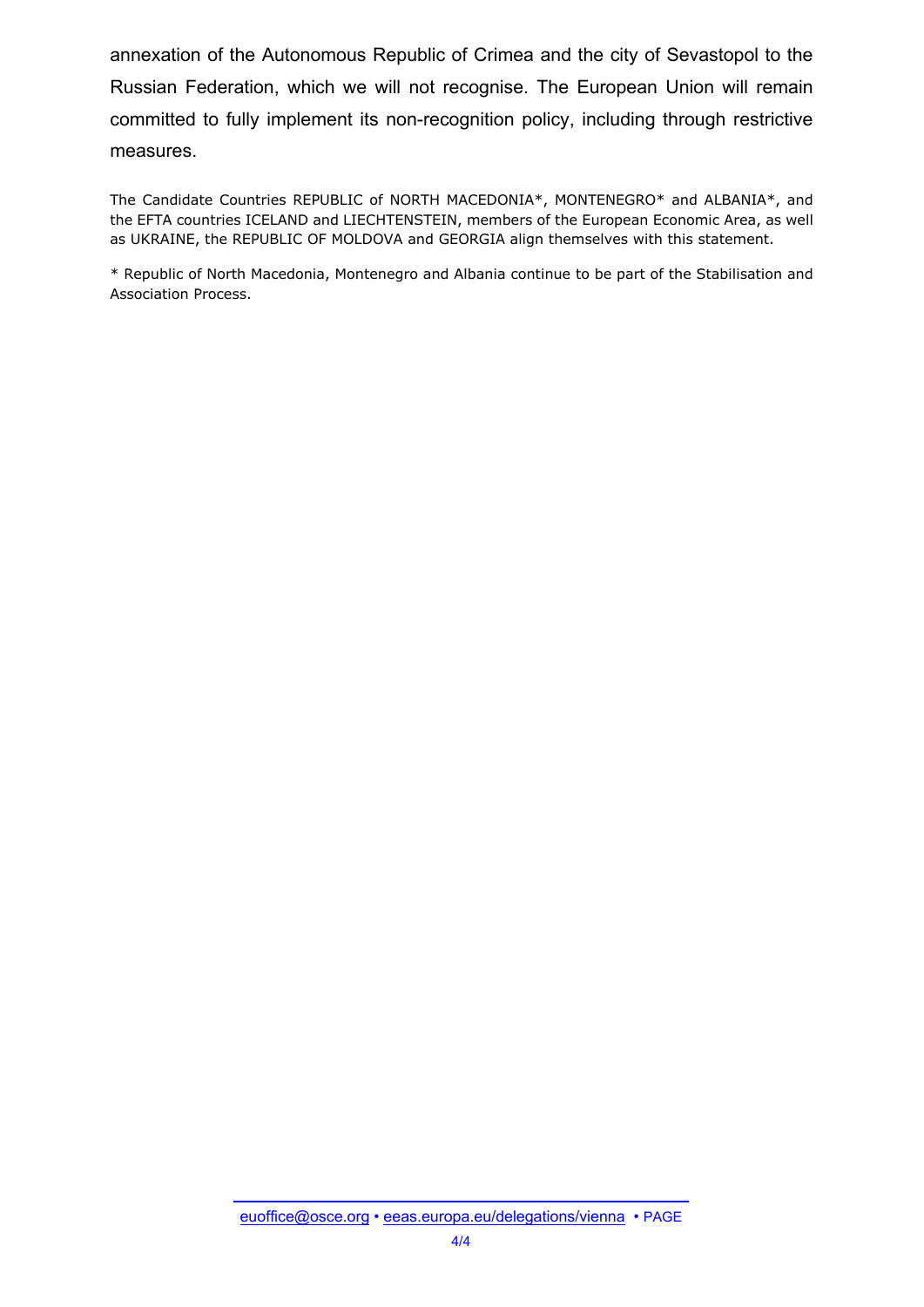annexation of the Autonomous Republic of Crimea and the city of Sevastopol to the Russian Federation, which we will not recognise. The European Union will remain committed to fully implement its non-recognition policy, including through restrictive measures.

The Candidate Countries REPUBLIC of NORTH MACEDONIA*, MONTENEGRO* and ALBANIA*, and the EFTA countries ICELAND and LIECHTENSTEIN, members of the European Economic Area, as well as UKRAINE, the REPUBLIC OF MOLDOVA and GEORGIA align themselves with this statement.

* Republic of North Macedonia, Montenegro and Albania continue to be part of the Stabilisation and Association Process.